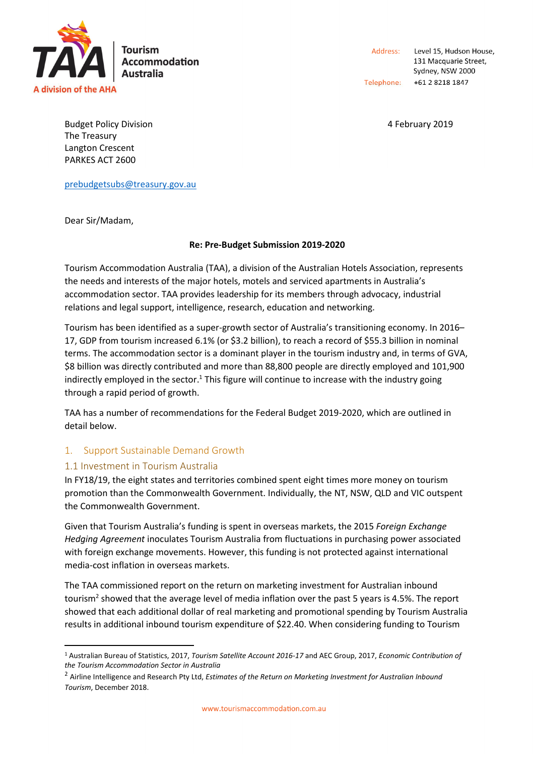**Tourism Accommodation Australia**
A division of the AHA

Address: Level 15, Hudson House, 131 Macquarie Street, Sydney, NSW 2000
Telephone: +61 2 8218 1847

Budget Policy Division
The Treasury
Langton Crescent
PARKES ACT 2600

4 February 2019

prebudgetsubs@treasury.gov.au

Dear Sir/Madam,

**Re: Pre-Budget Submission 2019-2020**

Tourism Accommodation Australia (TAA), a division of the Australian Hotels Association, represents the needs and interests of the major hotels, motels and serviced apartments in Australia's accommodation sector. TAA provides leadership for its members through advocacy, industrial relations and legal support, intelligence, research, education and networking.

Tourism has been identified as a super-growth sector of Australia's transitioning economy. In 2016–17, GDP from tourism increased 6.1% (or $3.2 billion), to reach a record of $55.3 billion in nominal terms. The accommodation sector is a dominant player in the tourism industry and, in terms of GVA, $8 billion was directly contributed and more than 88,800 people are directly employed and 101,900 indirectly employed in the sector.[1] This figure will continue to increase with the industry going through a rapid period of growth.

TAA has a number of recommendations for the Federal Budget 2019-2020, which are outlined in detail below.

## 1. Support Sustainable Demand Growth

### 1.1 Investment in Tourism Australia

In FY18/19, the eight states and territories combined spent eight times more money on tourism promotion than the Commonwealth Government. Individually, the NT, NSW, QLD and VIC outspent the Commonwealth Government.

Given that Tourism Australia's funding is spent in overseas markets, the 2015 *Foreign Exchange Hedging Agreement* inoculates Tourism Australia from fluctuations in purchasing power associated with foreign exchange movements. However, this funding is not protected against international media-cost inflation in overseas markets.

The TAA commissioned report on the return on marketing investment for Australian inbound tourism[2] showed that the average level of media inflation over the past 5 years is 4.5%. The report showed that each additional dollar of real marketing and promotional spending by Tourism Australia results in additional inbound tourism expenditure of $22.40. When considering funding to Tourism

---

[1] Australian Bureau of Statistics, 2017, *Tourism Satellite Account 2016-17* and AEC Group, 2017, *Economic Contribution of the Tourism Accommodation Sector in Australia*

[2] Airline Intelligence and Research Pty Ltd, *Estimates of the Return on Marketing Investment for Australian Inbound Tourism*, December 2018.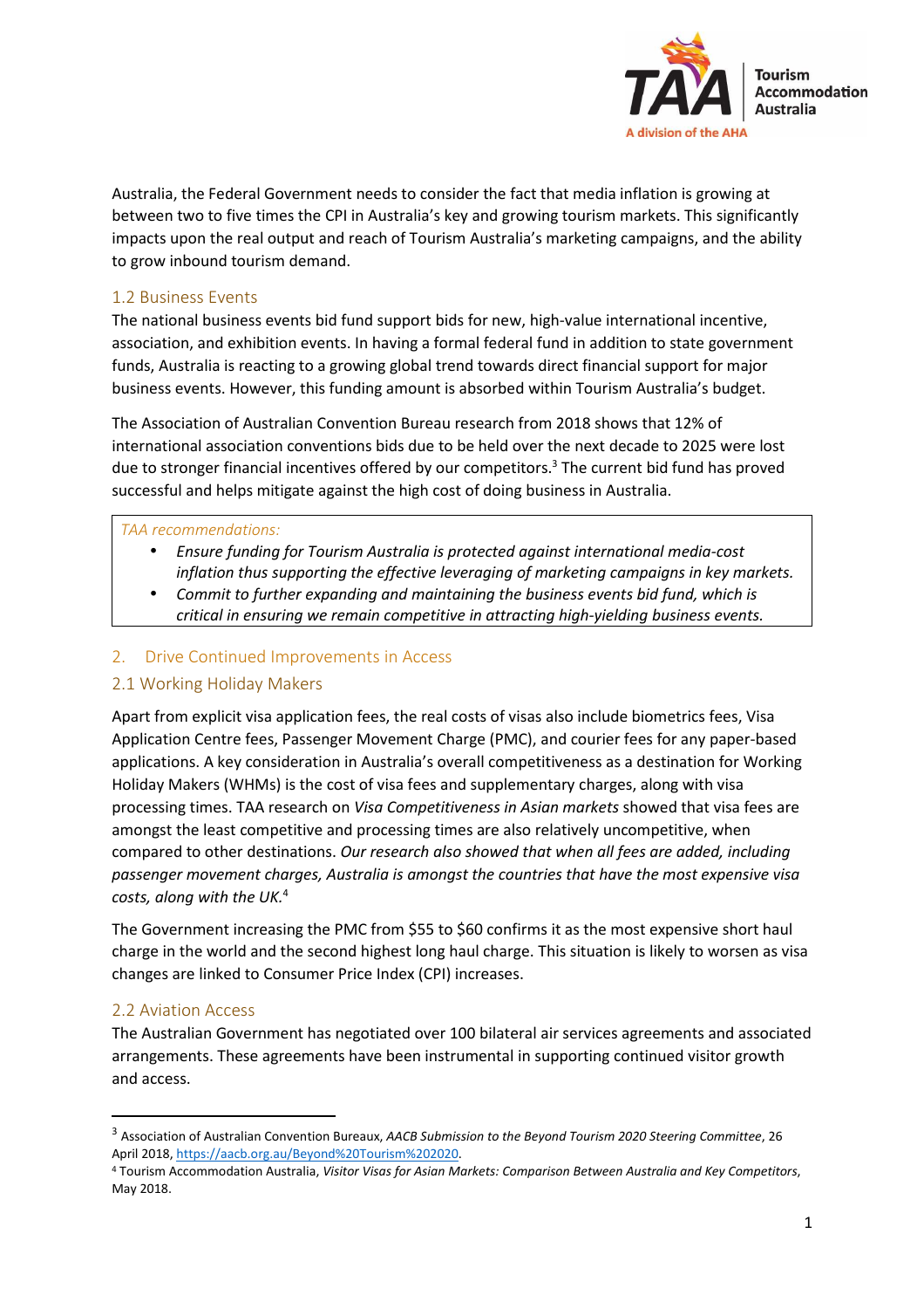Australia, the Federal Government needs to consider the fact that media inflation is growing at between two to five times the CPI in Australia's key and growing tourism markets. This significantly impacts upon the real output and reach of Tourism Australia's marketing campaigns, and the ability to grow inbound tourism demand.

### 1.2 Business Events

The national business events bid fund support bids for new, high-value international incentive, association, and exhibition events. In having a formal federal fund in addition to state government funds, Australia is reacting to a growing global trend towards direct financial support for major business events. However, this funding amount is absorbed within Tourism Australia's budget.

The Association of Australian Convention Bureau research from 2018 shows that 12% of international association conventions bids due to be held over the next decade to 2025 were lost due to stronger financial incentives offered by our competitors.[3] The current bid fund has proved successful and helps mitigate against the high cost of doing business in Australia.

> *TAA recommendations:*
> - *Ensure funding for Tourism Australia is protected against international media-cost inflation thus supporting the effective leveraging of marketing campaigns in key markets.*
> - *Commit to further expanding and maintaining the business events bid fund, which is critical in ensuring we remain competitive in attracting high-yielding business events.*

## 2. Drive Continued Improvements in Access

### 2.1 Working Holiday Makers

Apart from explicit visa application fees, the real costs of visas also include biometrics fees, Visa Application Centre fees, Passenger Movement Charge (PMC), and courier fees for any paper-based applications. A key consideration in Australia's overall competitiveness as a destination for Working Holiday Makers (WHMs) is the cost of visa fees and supplementary charges, along with visa processing times. TAA research on *Visa Competitiveness in Asian markets* showed that visa fees are amongst the least competitive and processing times are also relatively uncompetitive, when compared to other destinations. *Our research also showed that when all fees are added, including passenger movement charges, Australia is amongst the countries that have the most expensive visa costs, along with the UK.*[4]

The Government increasing the PMC from $55 to $60 confirms it as the most expensive short haul charge in the world and the second highest long haul charge. This situation is likely to worsen as visa changes are linked to Consumer Price Index (CPI) increases.

### 2.2 Aviation Access

The Australian Government has negotiated over 100 bilateral air services agreements and associated arrangements. These agreements have been instrumental in supporting continued visitor growth and access.

---

[3] Association of Australian Convention Bureaux, *AACB Submission to the Beyond Tourism 2020 Steering Committee*, 26 April 2018, https://aacb.org.au/Beyond%20Tourism%202020.

[4] Tourism Accommodation Australia, *Visitor Visas for Asian Markets: Comparison Between Australia and Key Competitors*, May 2018.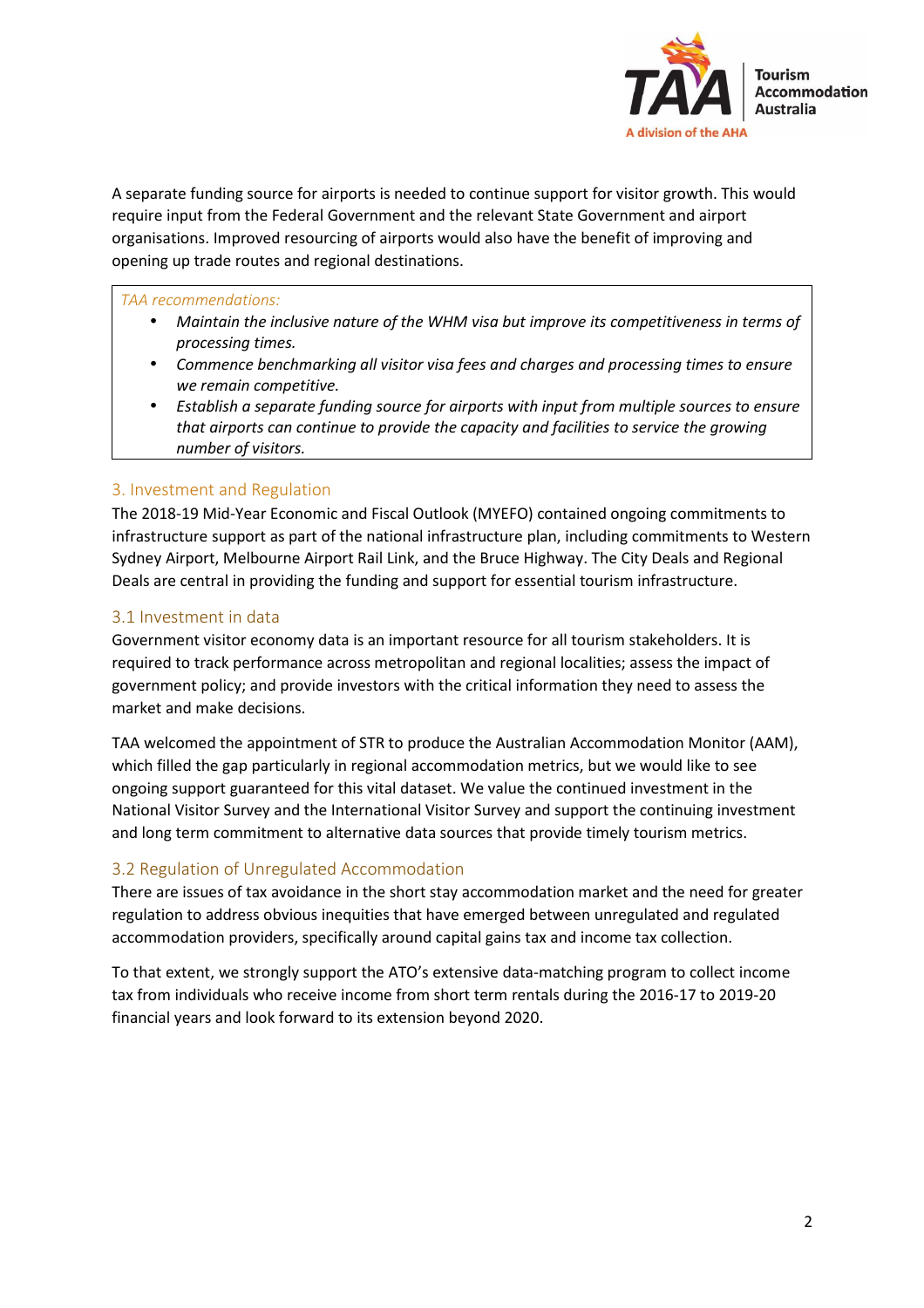A separate funding source for airports is needed to continue support for visitor growth. This would require input from the Federal Government and the relevant State Government and airport organisations. Improved resourcing of airports would also have the benefit of improving and opening up trade routes and regional destinations.

> *TAA recommendations:*
> - *Maintain the inclusive nature of the WHM visa but improve its competitiveness in terms of processing times.*
> - *Commence benchmarking all visitor visa fees and charges and processing times to ensure we remain competitive.*
> - *Establish a separate funding source for airports with input from multiple sources to ensure that airports can continue to provide the capacity and facilities to service the growing number of visitors.*

## 3. Investment and Regulation

The 2018-19 Mid-Year Economic and Fiscal Outlook (MYEFO) contained ongoing commitments to infrastructure support as part of the national infrastructure plan, including commitments to Western Sydney Airport, Melbourne Airport Rail Link, and the Bruce Highway. The City Deals and Regional Deals are central in providing the funding and support for essential tourism infrastructure.

### 3.1 Investment in data

Government visitor economy data is an important resource for all tourism stakeholders. It is required to track performance across metropolitan and regional localities; assess the impact of government policy; and provide investors with the critical information they need to assess the market and make decisions.

TAA welcomed the appointment of STR to produce the Australian Accommodation Monitor (AAM), which filled the gap particularly in regional accommodation metrics, but we would like to see ongoing support guaranteed for this vital dataset. We value the continued investment in the National Visitor Survey and the International Visitor Survey and support the continuing investment and long term commitment to alternative data sources that provide timely tourism metrics.

### 3.2 Regulation of Unregulated Accommodation

There are issues of tax avoidance in the short stay accommodation market and the need for greater regulation to address obvious inequities that have emerged between unregulated and regulated accommodation providers, specifically around capital gains tax and income tax collection.

To that extent, we strongly support the ATO's extensive data-matching program to collect income tax from individuals who receive income from short term rentals during the 2016-17 to 2019-20 financial years and look forward to its extension beyond 2020.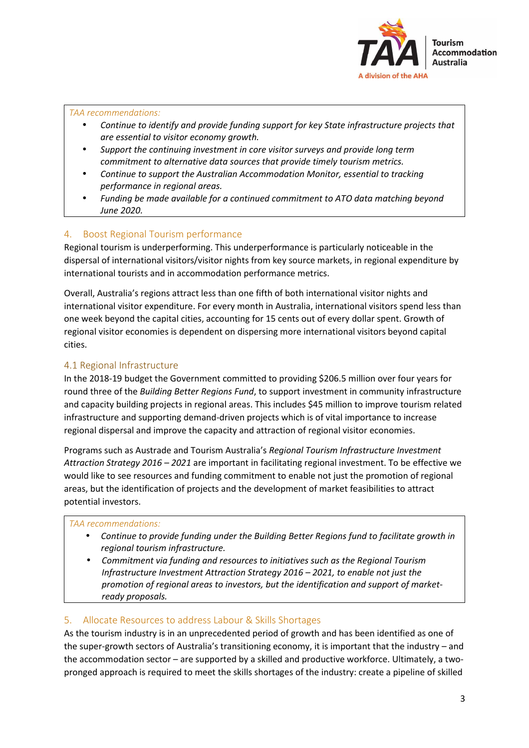*TAA recommendations:*

- *Continue to identify and provide funding support for key State infrastructure projects that are essential to visitor economy growth.*
- *Support the continuing investment in core visitor surveys and provide long term commitment to alternative data sources that provide timely tourism metrics.*
- *Continue to support the Australian Accommodation Monitor, essential to tracking performance in regional areas.*
- *Funding be made available for a continued commitment to ATO data matching beyond June 2020.*

## 4. Boost Regional Tourism performance

Regional tourism is underperforming. This underperformance is particularly noticeable in the dispersal of international visitors/visitor nights from key source markets, in regional expenditure by international tourists and in accommodation performance metrics.

Overall, Australia's regions attract less than one fifth of both international visitor nights and international visitor expenditure. For every month in Australia, international visitors spend less than one week beyond the capital cities, accounting for 15 cents out of every dollar spent. Growth of regional visitor economies is dependent on dispersing more international visitors beyond capital cities.

### 4.1 Regional Infrastructure

In the 2018-19 budget the Government committed to providing $206.5 million over four years for round three of the *Building Better Regions Fund*, to support investment in community infrastructure and capacity building projects in regional areas. This includes $45 million to improve tourism related infrastructure and supporting demand-driven projects which is of vital importance to increase regional dispersal and improve the capacity and attraction of regional visitor economies.

Programs such as Austrade and Tourism Australia's *Regional Tourism Infrastructure Investment Attraction Strategy 2016 – 2021* are important in facilitating regional investment. To be effective we would like to see resources and funding commitment to enable not just the promotion of regional areas, but the identification of projects and the development of market feasibilities to attract potential investors.

*TAA recommendations:*

- *Continue to provide funding under the Building Better Regions fund to facilitate growth in regional tourism infrastructure.*
- *Commitment via funding and resources to initiatives such as the Regional Tourism Infrastructure Investment Attraction Strategy 2016 – 2021, to enable not just the promotion of regional areas to investors, but the identification and support of market-ready proposals.*

## 5. Allocate Resources to address Labour & Skills Shortages

As the tourism industry is in an unprecedented period of growth and has been identified as one of the super-growth sectors of Australia's transitioning economy, it is important that the industry – and the accommodation sector – are supported by a skilled and productive workforce. Ultimately, a two-pronged approach is required to meet the skills shortages of the industry: create a pipeline of skilled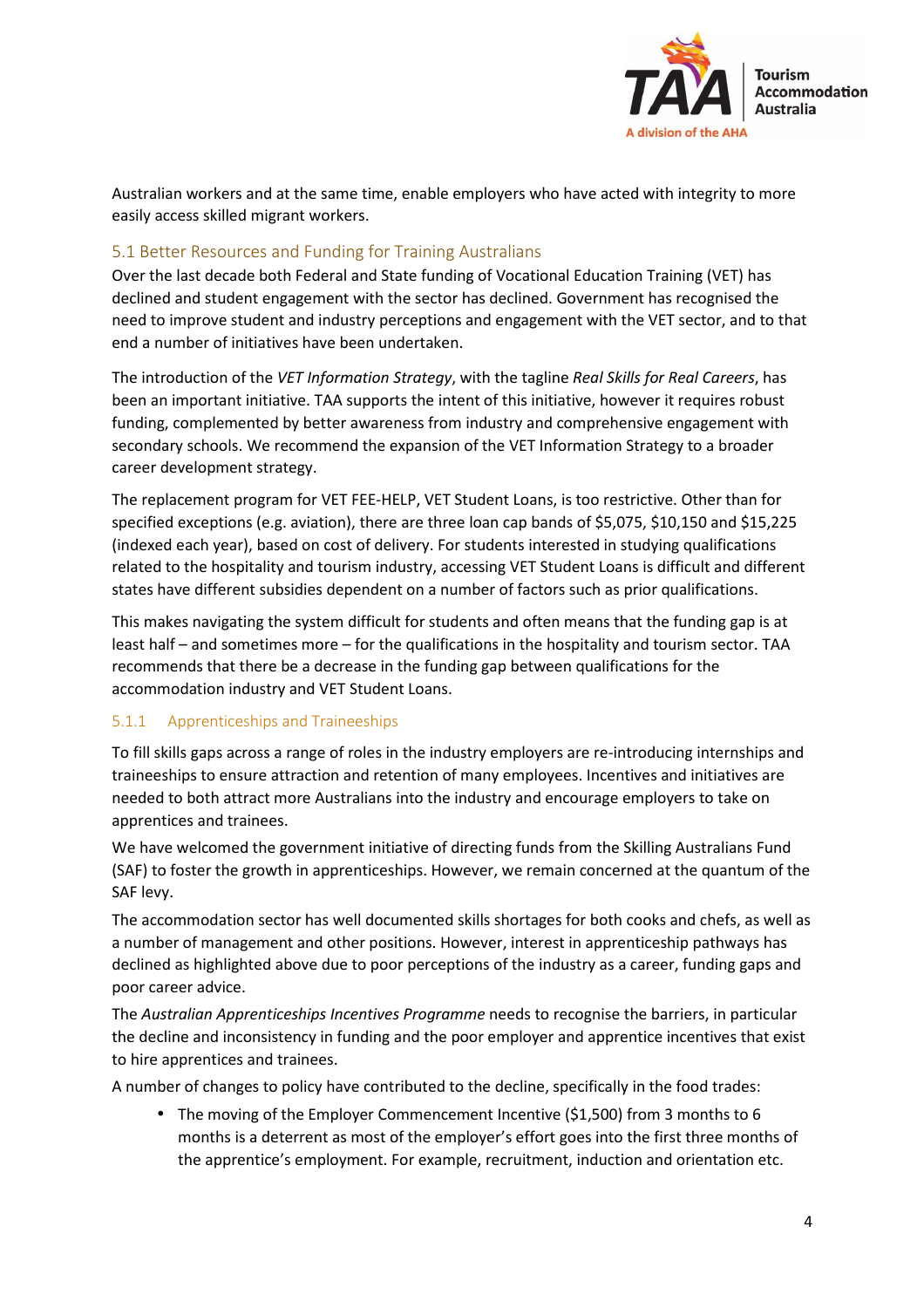Australian workers and at the same time, enable employers who have acted with integrity to more easily access skilled migrant workers.

## 5.1 Better Resources and Funding for Training Australians

Over the last decade both Federal and State funding of Vocational Education Training (VET) has declined and student engagement with the sector has declined. Government has recognised the need to improve student and industry perceptions and engagement with the VET sector, and to that end a number of initiatives have been undertaken.

The introduction of the *VET Information Strategy*, with the tagline *Real Skills for Real Careers*, has been an important initiative. TAA supports the intent of this initiative, however it requires robust funding, complemented by better awareness from industry and comprehensive engagement with secondary schools. We recommend the expansion of the VET Information Strategy to a broader career development strategy.

The replacement program for VET FEE-HELP, VET Student Loans, is too restrictive. Other than for specified exceptions (e.g. aviation), there are three loan cap bands of $5,075, $10,150 and $15,225 (indexed each year), based on cost of delivery. For students interested in studying qualifications related to the hospitality and tourism industry, accessing VET Student Loans is difficult and different states have different subsidies dependent on a number of factors such as prior qualifications.

This makes navigating the system difficult for students and often means that the funding gap is at least half – and sometimes more – for the qualifications in the hospitality and tourism sector. TAA recommends that there be a decrease in the funding gap between qualifications for the accommodation industry and VET Student Loans.

### 5.1.1 Apprenticeships and Traineeships

To fill skills gaps across a range of roles in the industry employers are re-introducing internships and traineeships to ensure attraction and retention of many employees. Incentives and initiatives are needed to both attract more Australians into the industry and encourage employers to take on apprentices and trainees.

We have welcomed the government initiative of directing funds from the Skilling Australians Fund (SAF) to foster the growth in apprenticeships. However, we remain concerned at the quantum of the SAF levy.

The accommodation sector has well documented skills shortages for both cooks and chefs, as well as a number of management and other positions. However, interest in apprenticeship pathways has declined as highlighted above due to poor perceptions of the industry as a career, funding gaps and poor career advice.

The *Australian Apprenticeships Incentives Programme* needs to recognise the barriers, in particular the decline and inconsistency in funding and the poor employer and apprentice incentives that exist to hire apprentices and trainees.

A number of changes to policy have contributed to the decline, specifically in the food trades:

- The moving of the Employer Commencement Incentive ($1,500) from 3 months to 6 months is a deterrent as most of the employer's effort goes into the first three months of the apprentice's employment. For example, recruitment, induction and orientation etc.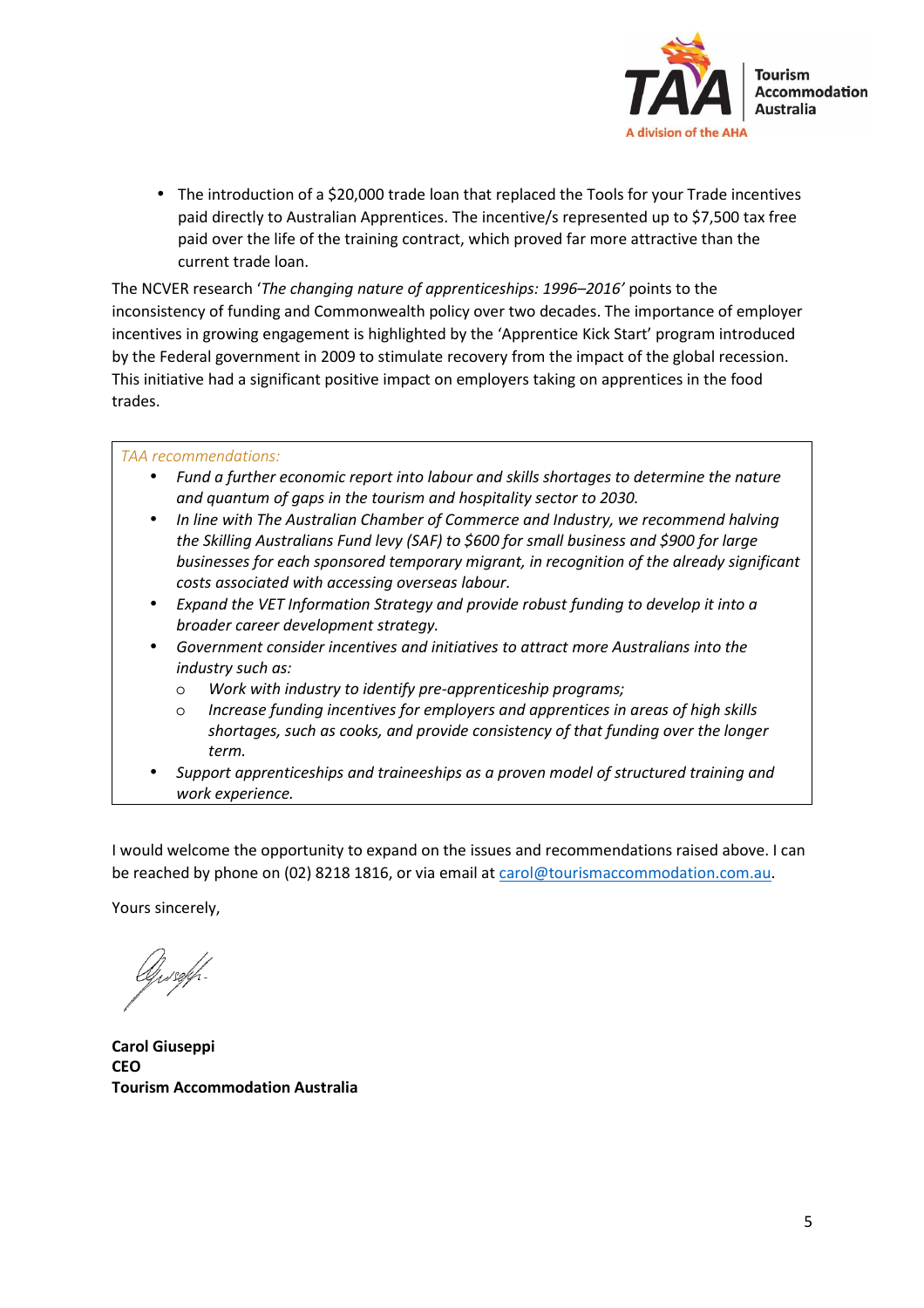- The introduction of a $20,000 trade loan that replaced the Tools for your Trade incentives paid directly to Australian Apprentices. The incentive/s represented up to $7,500 tax free paid over the life of the training contract, which proved far more attractive than the current trade loan.

The NCVER research '*The changing nature of apprenticeships: 1996–2016*' points to the inconsistency of funding and Commonwealth policy over two decades. The importance of employer incentives in growing engagement is highlighted by the 'Apprentice Kick Start' program introduced by the Federal government in 2009 to stimulate recovery from the impact of the global recession. This initiative had a significant positive impact on employers taking on apprentices in the food trades.

*TAA recommendations:*

- *Fund a further economic report into labour and skills shortages to determine the nature and quantum of gaps in the tourism and hospitality sector to 2030.*
- *In line with The Australian Chamber of Commerce and Industry, we recommend halving the Skilling Australians Fund levy (SAF) to $600 for small business and $900 for large businesses for each sponsored temporary migrant, in recognition of the already significant costs associated with accessing overseas labour.*
- *Expand the VET Information Strategy and provide robust funding to develop it into a broader career development strategy.*
- *Government consider incentives and initiatives to attract more Australians into the industry such as:*
  - *Work with industry to identify pre-apprenticeship programs;*
  - *Increase funding incentives for employers and apprentices in areas of high skills shortages, such as cooks, and provide consistency of that funding over the longer term.*
- *Support apprenticeships and traineeships as a proven model of structured training and work experience.*

I would welcome the opportunity to expand on the issues and recommendations raised above. I can be reached by phone on (02) 8218 1816, or via email at carol@tourismaccommodation.com.au.

Yours sincerely,

**Carol Giuseppi**
**CEO**
**Tourism Accommodation Australia**